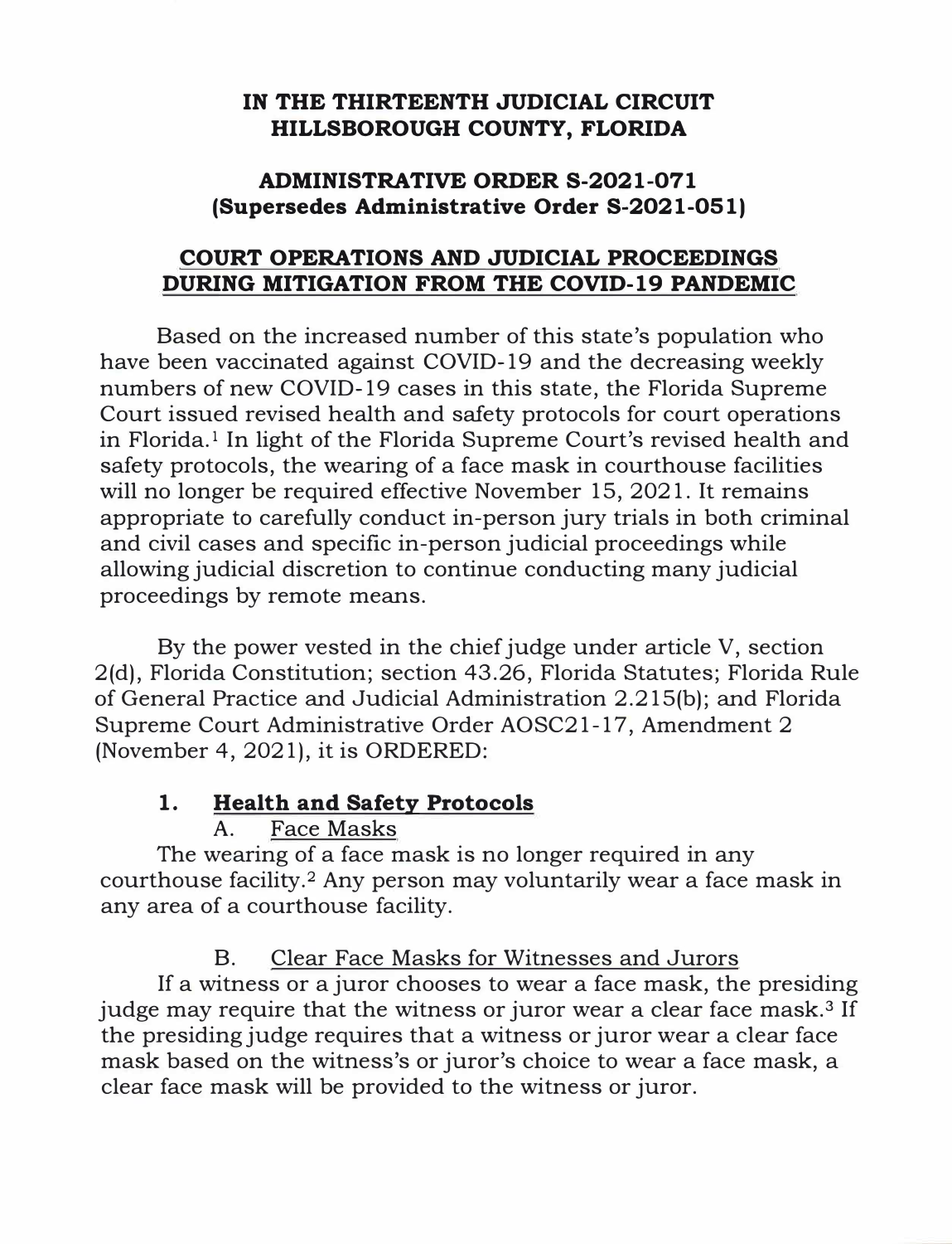**IN THE THIRTEENTH JUDICIAL CIRCUIT**
**HILLSBOROUGH COUNTY, FLORIDA**

**ADMINISTRATIVE ORDER S-2021-071**
**(Supersedes Administrative Order S-2021-051)**

# COURT OPERATIONS AND JUDICIAL PROCEEDINGS DURING MITIGATION FROM THE COVID-19 PANDEMIC

Based on the increased number of this state's population who have been vaccinated against COVID-19 and the decreasing weekly numbers of new COVID-19 cases in this state, the Florida Supreme Court issued revised health and safety protocols for court operations in Florida.[1] In light of the Florida Supreme Court's revised health and safety protocols, the wearing of a face mask in courthouse facilities will no longer be required effective November 15, 2021. It remains appropriate to carefully conduct in-person jury trials in both criminal and civil cases and specific in-person judicial proceedings while allowing judicial discretion to continue conducting many judicial proceedings by remote means.

By the power vested in the chief judge under article V, section 2(d), Florida Constitution; section 43.26, Florida Statutes; Florida Rule of General Practice and Judicial Administration 2.215(b); and Florida Supreme Court Administrative Order AOSC21-17, Amendment 2 (November 4, 2021), it is ORDERED:

## 1. Health and Safety Protocols

### A. Face Masks

The wearing of a face mask is no longer required in any courthouse facility.[2] Any person may voluntarily wear a face mask in any area of a courthouse facility.

### B. Clear Face Masks for Witnesses and Jurors

If a witness or a juror chooses to wear a face mask, the presiding judge may require that the witness or juror wear a clear face mask.[3] If the presiding judge requires that a witness or juror wear a clear face mask based on the witness's or juror's choice to wear a face mask, a clear face mask will be provided to the witness or juror.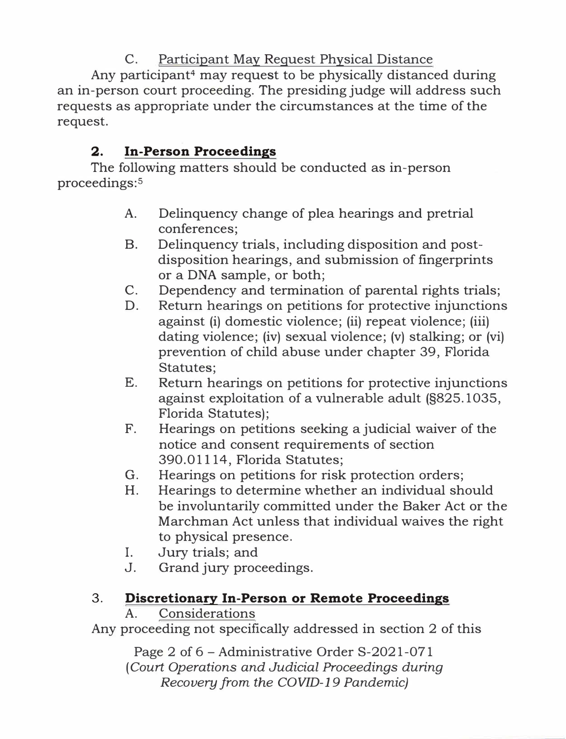C. Participant May Request Physical Distance

Any participant[4] may request to be physically distanced during an in-person court proceeding. The presiding judge will address such requests as appropriate under the circumstances at the time of the request.

## 2. In-Person Proceedings

The following matters should be conducted as in-person proceedings:[5]

A. Delinquency change of plea hearings and pretrial conferences;

B. Delinquency trials, including disposition and post-disposition hearings, and submission of fingerprints or a DNA sample, or both;

C. Dependency and termination of parental rights trials;

D. Return hearings on petitions for protective injunctions against (i) domestic violence; (ii) repeat violence; (iii) dating violence; (iv) sexual violence; (v) stalking; or (vi) prevention of child abuse under chapter 39, Florida Statutes;

E. Return hearings on petitions for protective injunctions against exploitation of a vulnerable adult (§825.1035, Florida Statutes);

F. Hearings on petitions seeking a judicial waiver of the notice and consent requirements of section 390.01114, Florida Statutes;

G. Hearings on petitions for risk protection orders;

H. Hearings to determine whether an individual should be involuntarily committed under the Baker Act or the Marchman Act unless that individual waives the right to physical presence.

I. Jury trials; and

J. Grand jury proceedings.

## 3. Discretionary In-Person or Remote Proceedings

A. Considerations

Any proceeding not specifically addressed in section 2 of this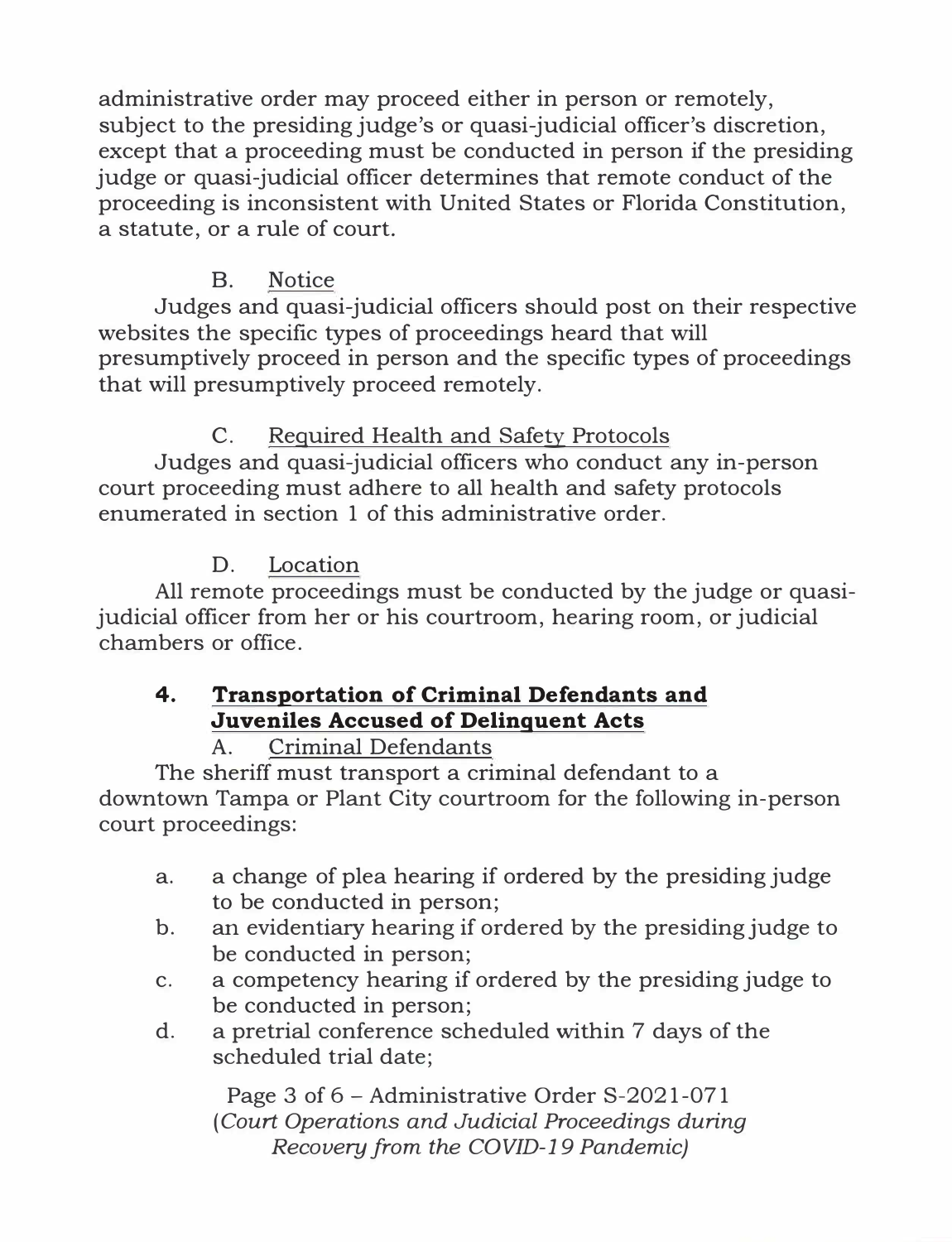administrative order may proceed either in person or remotely, subject to the presiding judge's or quasi-judicial officer's discretion, except that a proceeding must be conducted in person if the presiding judge or quasi-judicial officer determines that remote conduct of the proceeding is inconsistent with United States or Florida Constitution, a statute, or a rule of court.

B. Notice

Judges and quasi-judicial officers should post on their respective websites the specific types of proceedings heard that will presumptively proceed in person and the specific types of proceedings that will presumptively proceed remotely.

C. Required Health and Safety Protocols

Judges and quasi-judicial officers who conduct any in-person court proceeding must adhere to all health and safety protocols enumerated in section 1 of this administrative order.

D. Location

All remote proceedings must be conducted by the judge or quasi-judicial officer from her or his courtroom, hearing room, or judicial chambers or office.

## 4. Transportation of Criminal Defendants and Juveniles Accused of Delinquent Acts

A. Criminal Defendants

The sheriff must transport a criminal defendant to a downtown Tampa or Plant City courtroom for the following in-person court proceedings:

a. a change of plea hearing if ordered by the presiding judge to be conducted in person;
b. an evidentiary hearing if ordered by the presiding judge to be conducted in person;
c. a competency hearing if ordered by the presiding judge to be conducted in person;
d. a pretrial conference scheduled within 7 days of the scheduled trial date;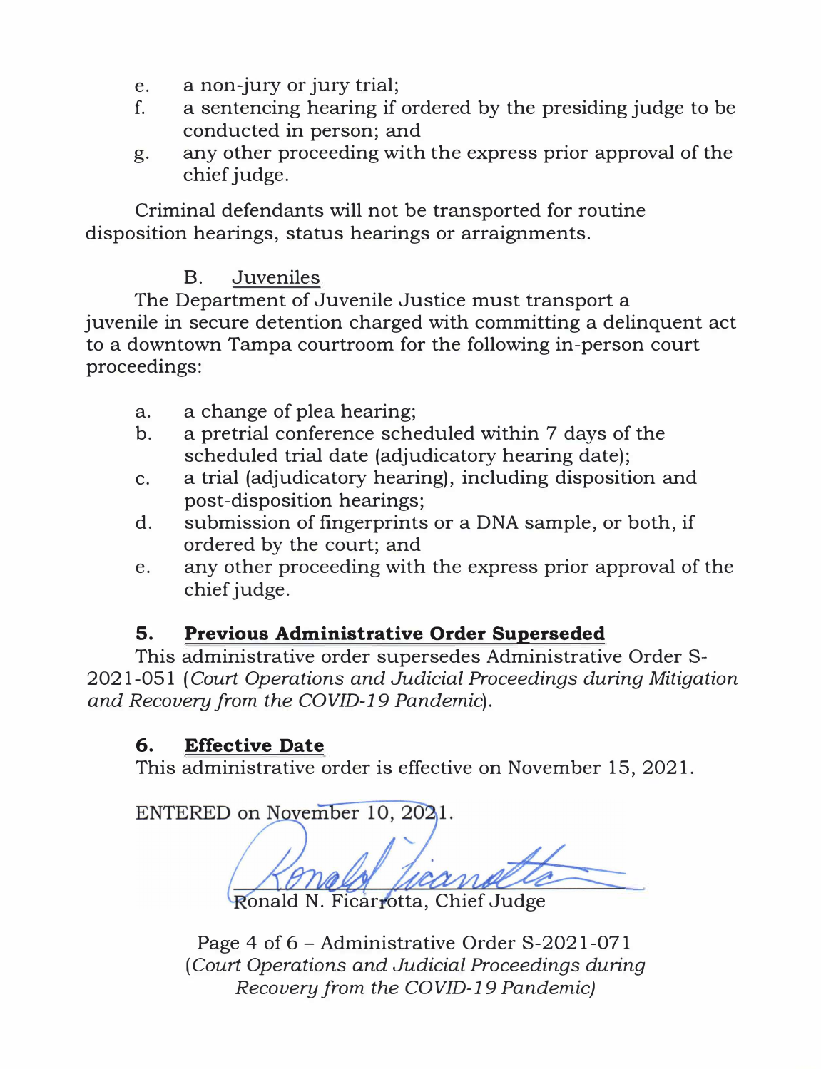e. a non-jury or jury trial;
f. a sentencing hearing if ordered by the presiding judge to be conducted in person; and
g. any other proceeding with the express prior approval of the chief judge.

Criminal defendants will not be transported for routine disposition hearings, status hearings or arraignments.

B. Juveniles

The Department of Juvenile Justice must transport a juvenile in secure detention charged with committing a delinquent act to a downtown Tampa courtroom for the following in-person court proceedings:

a. a change of plea hearing;
b. a pretrial conference scheduled within 7 days of the scheduled trial date (adjudicatory hearing date);
c. a trial (adjudicatory hearing), including disposition and post-disposition hearings;
d. submission of fingerprints or a DNA sample, or both, if ordered by the court; and
e. any other proceeding with the express prior approval of the chief judge.

## 5. Previous Administrative Order Superseded

This administrative order supersedes Administrative Order S-2021-051 (*Court Operations and Judicial Proceedings during Mitigation and Recovery from the COVID-19 Pandemic*).

## 6. Effective Date

This administrative order is effective on November 15, 2021.

ENTERED on November 10, 2021.

Ronald N. Ficarrotta, Chief Judge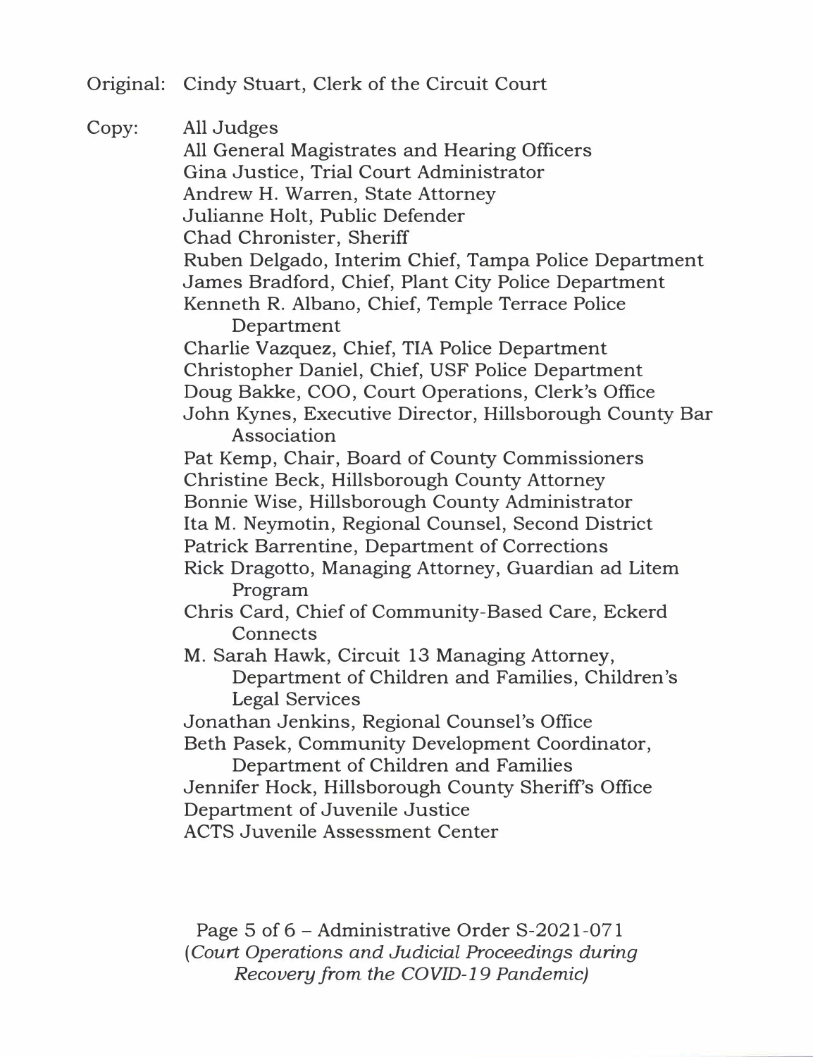Original: Cindy Stuart, Clerk of the Circuit Court

Copy: All Judges
All General Magistrates and Hearing Officers
Gina Justice, Trial Court Administrator
Andrew H. Warren, State Attorney
Julianne Holt, Public Defender
Chad Chronister, Sheriff
Ruben Delgado, Interim Chief, Tampa Police Department
James Bradford, Chief, Plant City Police Department
Kenneth R. Albano, Chief, Temple Terrace Police Department
Charlie Vazquez, Chief, TIA Police Department
Christopher Daniel, Chief, USF Police Department
Doug Bakke, COO, Court Operations, Clerk's Office
John Kynes, Executive Director, Hillsborough County Bar Association
Pat Kemp, Chair, Board of County Commissioners
Christine Beck, Hillsborough County Attorney
Bonnie Wise, Hillsborough County Administrator
Ita M. Neymotin, Regional Counsel, Second District
Patrick Barrentine, Department of Corrections
Rick Dragotto, Managing Attorney, Guardian ad Litem Program
Chris Card, Chief of Community-Based Care, Eckerd Connects
M. Sarah Hawk, Circuit 13 Managing Attorney, Department of Children and Families, Children's Legal Services
Jonathan Jenkins, Regional Counsel's Office
Beth Pasek, Community Development Coordinator, Department of Children and Families
Jennifer Hock, Hillsborough County Sheriff's Office
Department of Juvenile Justice
ACTS Juvenile Assessment Center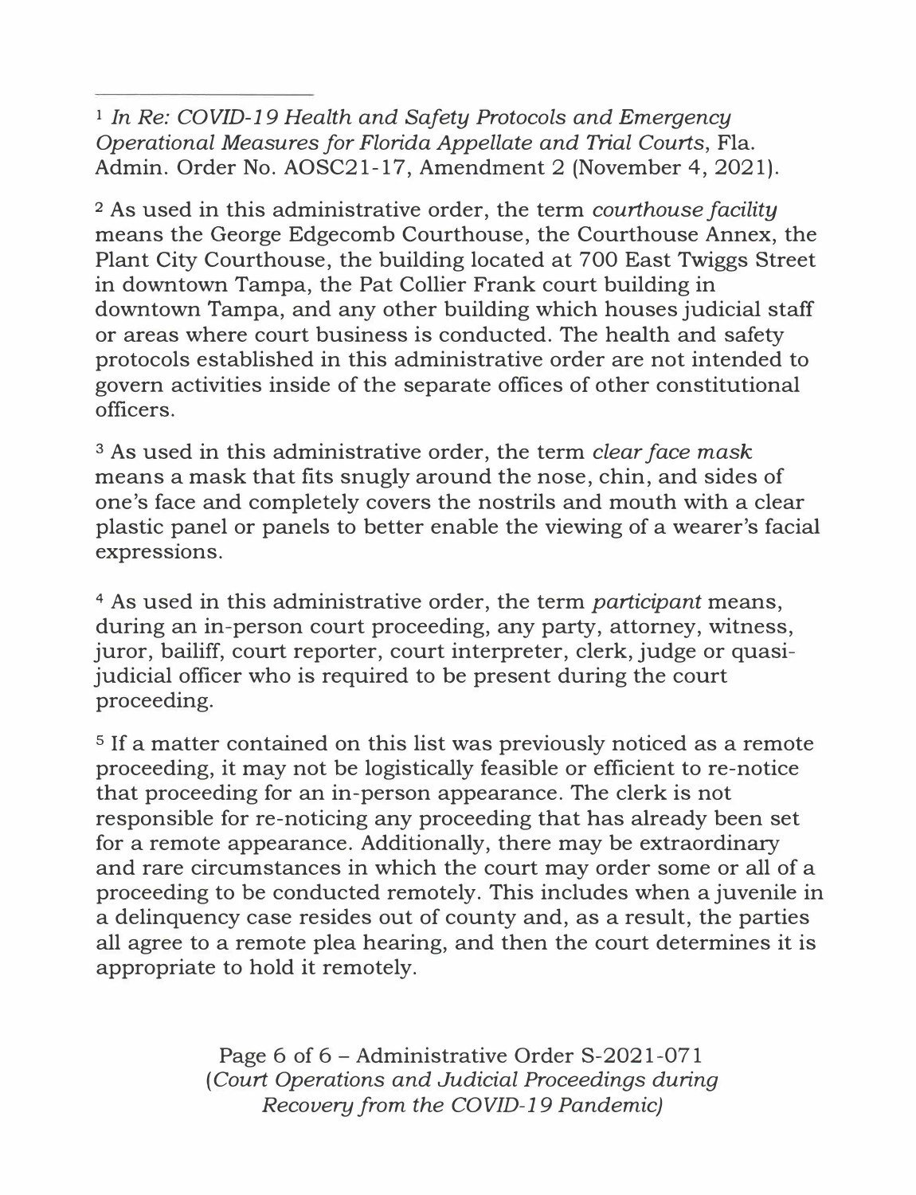[1] *In Re: COVID-19 Health and Safety Protocols and Emergency Operational Measures for Florida Appellate and Trial Courts*, Fla. Admin. Order No. AOSC21-17, Amendment 2 (November 4, 2021).

[2] As used in this administrative order, the term *courthouse facility* means the George Edgecomb Courthouse, the Courthouse Annex, the Plant City Courthouse, the building located at 700 East Twiggs Street in downtown Tampa, the Pat Collier Frank court building in downtown Tampa, and any other building which houses judicial staff or areas where court business is conducted. The health and safety protocols established in this administrative order are not intended to govern activities inside of the separate offices of other constitutional officers.

[3] As used in this administrative order, the term *clear face mask* means a mask that fits snugly around the nose, chin, and sides of one's face and completely covers the nostrils and mouth with a clear plastic panel or panels to better enable the viewing of a wearer's facial expressions.

[4] As used in this administrative order, the term *participant* means, during an in-person court proceeding, any party, attorney, witness, juror, bailiff, court reporter, court interpreter, clerk, judge or quasi-judicial officer who is required to be present during the court proceeding.

[5] If a matter contained on this list was previously noticed as a remote proceeding, it may not be logistically feasible or efficient to re-notice that proceeding for an in-person appearance. The clerk is not responsible for re-noticing any proceeding that has already been set for a remote appearance. Additionally, there may be extraordinary and rare circumstances in which the court may order some or all of a proceeding to be conducted remotely. This includes when a juvenile in a delinquency case resides out of county and, as a result, the parties all agree to a remote plea hearing, and then the court determines it is appropriate to hold it remotely.